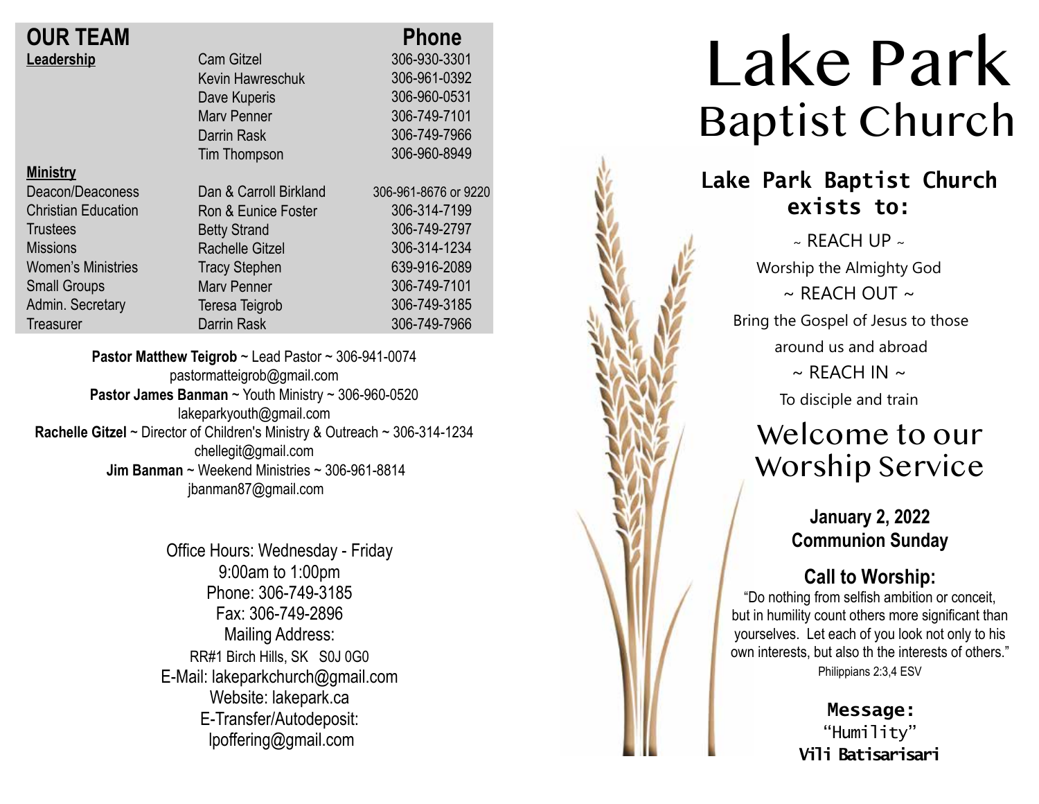## OUR TEAM

| | | Phone |
|---|---|---|
| **Leadership** | Cam Gitzel | 306-930-3301 |
| | Kevin Hawreschuk | 306-961-0392 |
| | Dave Kuperis | 306-960-0531 |
| | Marv Penner | 306-749-7101 |
| | Darrin Rask | 306-749-7966 |
| | Tim Thompson | 306-960-8949 |
| **Ministry** | | |
| Deacon/Deaconess | Dan & Carroll Birkland | 306-961-8676 or 9220 |
| Christian Education | Ron & Eunice Foster | 306-314-7199 |
| Trustees | Betty Strand | 306-749-2797 |
| Missions | Rachelle Gitzel | 306-314-1234 |
| Women's Ministries | Tracy Stephen | 639-916-2089 |
| Small Groups | Marv Penner | 306-749-7101 |
| Admin. Secretary | Teresa Teigrob | 306-749-3185 |
| Treasurer | Darrin Rask | 306-749-7966 |

**Pastor Matthew Teigrob** ~ Lead Pastor ~ 306-941-0074
pastormatteigrob@gmail.com
**Pastor James Banman** ~ Youth Ministry ~ 306-960-0520
lakeparkyouth@gmail.com
**Rachelle Gitzel** ~ Director of Children's Ministry & Outreach ~ 306-314-1234
chellegit@gmail.com
**Jim Banman** ~ Weekend Ministries ~ 306-961-8814
jbanman87@gmail.com

Office Hours: Wednesday - Friday
9:00am to 1:00pm
Phone: 306-749-3185
Fax: 306-749-2896
Mailing Address:
RR#1 Birch Hills, SK S0J 0G0
E-Mail: lakeparkchurch@gmail.com
Website: lakepark.ca
E-Transfer/Autodeposit:
lpoffering@gmail.com

# Lake Park Baptist Church

### Lake Park Baptist Church exists to:

~ REACH UP ~
Worship the Almighty God
~ REACH OUT ~
Bring the Gospel of Jesus to those around us and abroad
~ REACH IN ~
To disciple and train

## Welcome to our Worship Service

**January 2, 2022**
**Communion Sunday**

### Call to Worship:

"Do nothing from selfish ambition or conceit, but in humility count others more significant than yourselves. Let each of you look not only to his own interests, but also th the interests of others."
Philippians 2:3,4 ESV

**Message:**
"Humility"
**Vili Batisarisari**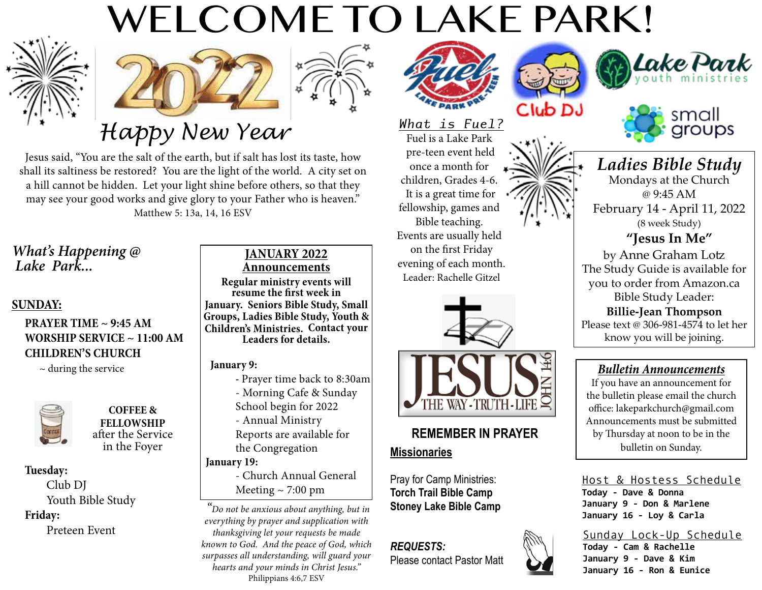# WELCOME TO LAKE PARK!

## Happy New Year

Jesus said, "You are the salt of the earth, but if salt has lost its taste, how shall its saltiness be restored? You are the light of the world. A city set on a hill cannot be hidden. Let your light shine before others, so that they may see your good works and give glory to your Father who is heaven."
Matthew 5: 13a, 14, 16 ESV

### *What's Happening @ Lake Park...*

**SUNDAY:**

**PRAYER TIME ~ 9:45 AM**
**WORSHIP SERVICE ~ 11:00 AM**
**CHILDREN'S CHURCH**
~ during the service

**COFFEE & FELLOWSHIP**
after the Service in the Foyer

**Tuesday:**
Club DJ
Youth Bible Study

**Friday:**
Preteen Event

### JANUARY 2022 Announcements

**Regular ministry events will resume the first week in January. Seniors Bible Study, Small Groups, Ladies Bible Study, Youth & Children's Ministries. Contact your Leaders for details.**

**January 9:**
- Prayer time back to 8:30am
- Morning Cafe & Sunday School begin for 2022
- Annual Ministry Reports are available for the Congregation

**January 19:**
- Church Annual General Meeting ~ 7:00 pm

*"Do not be anxious about anything, but in everything by prayer and supplication with thanksgiving let your requests be made known to God. And the peace of God, which surpasses all understanding, will guard your hearts and your minds in Christ Jesus."*
Philippians 4:6,7 ESV

Fuel — Lake Park Pre-Teen

### *What is Fuel?*

Fuel is a Lake Park pre-teen event held once a month for children, Grades 4-6. It is a great time for fellowship, games and Bible teaching. Events are usually held on the first Friday evening of each month.
Leader: Rachelle Gitzel

JESUS — THE WAY - TRUTH - LIFE — JOHN 14:6

### REMEMBER IN PRAYER

**Missionaries**

Pray for Camp Ministries:
**Torch Trail Bible Camp**
**Stoney Lake Bible Camp**

***REQUESTS:***
Please contact Pastor Matt

Club DJ

Lake Park youth ministries

small groups

### *Ladies Bible Study*

Mondays at the Church
@ 9:45 AM
February 14 - April 11, 2022
(8 week Study)

**"Jesus In Me"**
by Anne Graham Lotz

The Study Guide is available for you to order from Amazon.ca
Bible Study Leader:
**Billie-Jean Thompson**
Please text @ 306-981-4574 to let her know you will be joining.

### *Bulletin Announcements*

If you have an announcement for the bulletin please email the church office: lakeparkchurch@gmail.com
Announcements must be submitted by Thursday at noon to be in the bulletin on Sunday.

### Host & Hostess Schedule

**Today - Dave & Donna**
**January 9 - Don & Marlene**
**January 16 - Loy & Carla**

### Sunday Lock-Up Schedule

**Today - Cam & Rachelle**
**January 9 - Dave & Kim**
**January 16 - Ron & Eunice**